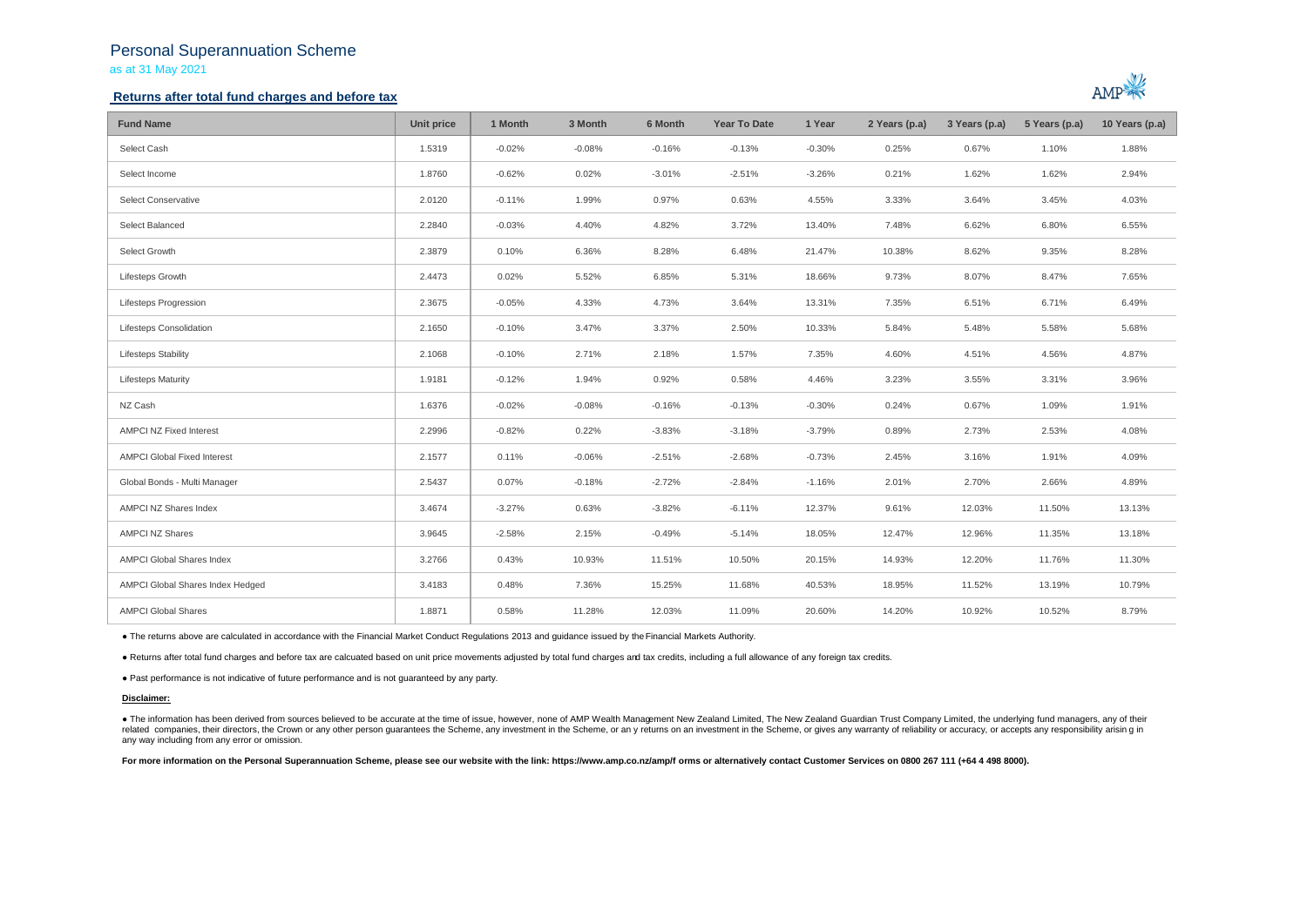# Personal Superannuation Scheme

as at 31 May 2021

## Returns after total fund charges and before tax

| Fund Name | Unit price | 1 Month | 3 Month | 6 Month | Year To Date | 1 Year | 2 Years (p.a) | 3 Years (p.a) | 5 Years (p.a) | 10 Years (p.a) |
|---|---|---|---|---|---|---|---|---|---|---|
| Select Cash | 1.5319 | -0.02% | -0.08% | -0.16% | -0.13% | -0.30% | 0.25% | 0.67% | 1.10% | 1.88% |
| Select Income | 1.8760 | -0.62% | 0.02% | -3.01% | -2.51% | -3.26% | 0.21% | 1.62% | 1.62% | 2.94% |
| Select Conservative | 2.0120 | -0.11% | 1.99% | 0.97% | 0.63% | 4.55% | 3.33% | 3.64% | 3.45% | 4.03% |
| Select Balanced | 2.2840 | -0.03% | 4.40% | 4.82% | 3.72% | 13.40% | 7.48% | 6.62% | 6.80% | 6.55% |
| Select Growth | 2.3879 | 0.10% | 6.36% | 8.28% | 6.48% | 21.47% | 10.38% | 8.62% | 9.35% | 8.28% |
| Lifesteps Growth | 2.4473 | 0.02% | 5.52% | 6.85% | 5.31% | 18.66% | 9.73% | 8.07% | 8.47% | 7.65% |
| Lifesteps Progression | 2.3675 | -0.05% | 4.33% | 4.73% | 3.64% | 13.31% | 7.35% | 6.51% | 6.71% | 6.49% |
| Lifesteps Consolidation | 2.1650 | -0.10% | 3.47% | 3.37% | 2.50% | 10.33% | 5.84% | 5.48% | 5.58% | 5.68% |
| Lifesteps Stability | 2.1068 | -0.10% | 2.71% | 2.18% | 1.57% | 7.35% | 4.60% | 4.51% | 4.56% | 4.87% |
| Lifesteps Maturity | 1.9181 | -0.12% | 1.94% | 0.92% | 0.58% | 4.46% | 3.23% | 3.55% | 3.31% | 3.96% |
| NZ Cash | 1.6376 | -0.02% | -0.08% | -0.16% | -0.13% | -0.30% | 0.24% | 0.67% | 1.09% | 1.91% |
| AMPCI NZ Fixed Interest | 2.2996 | -0.82% | 0.22% | -3.83% | -3.18% | -3.79% | 0.89% | 2.73% | 2.53% | 4.08% |
| AMPCI Global Fixed Interest | 2.1577 | 0.11% | -0.06% | -2.51% | -2.68% | -0.73% | 2.45% | 3.16% | 1.91% | 4.09% |
| Global Bonds - Multi Manager | 2.5437 | 0.07% | -0.18% | -2.72% | -2.84% | -1.16% | 2.01% | 2.70% | 2.66% | 4.89% |
| AMPCI NZ Shares Index | 3.4674 | -3.27% | 0.63% | -3.82% | -6.11% | 12.37% | 9.61% | 12.03% | 11.50% | 13.13% |
| AMPCI NZ Shares | 3.9645 | -2.58% | 2.15% | -0.49% | -5.14% | 18.05% | 12.47% | 12.96% | 11.35% | 13.18% |
| AMPCI Global Shares Index | 3.2766 | 0.43% | 10.93% | 11.51% | 10.50% | 20.15% | 14.93% | 12.20% | 11.76% | 11.30% |
| AMPCI Global Shares Index Hedged | 3.4183 | 0.48% | 7.36% | 15.25% | 11.68% | 40.53% | 18.95% | 11.52% | 13.19% | 10.79% |
| AMPCI Global Shares | 1.8871 | 0.58% | 11.28% | 12.03% | 11.09% | 20.60% | 14.20% | 10.92% | 10.52% | 8.79% |

- The returns above are calculated in accordance with the Financial Market Conduct Regulations 2013 and guidance issued by the Financial Markets Authority.
- Returns after total fund charges and before tax are calcuated based on unit price movements adjusted by total fund charges and tax credits, including a full allowance of any foreign tax credits.
- Past performance is not indicative of future performance and is not guaranteed by any party.

**Disclaimer:**

- The information has been derived from sources believed to be accurate at the time of issue, however, none of AMP Wealth Management New Zealand Limited, The New Zealand Guardian Trust Company Limited, the underlying fund managers, any of their related companies, their directors, the Crown or any other person guarantees the Scheme, any investment in the Scheme, or an y returns on an investment in the Scheme, or gives any warranty of reliability or accuracy, or accepts any responsibility arisin g in any way including from any error or omission.

**For more information on the Personal Superannuation Scheme, please see our website with the link: https://www.amp.co.nz/amp/f orms or alternatively contact Customer Services on 0800 267 111 (+64 4 498 8000).**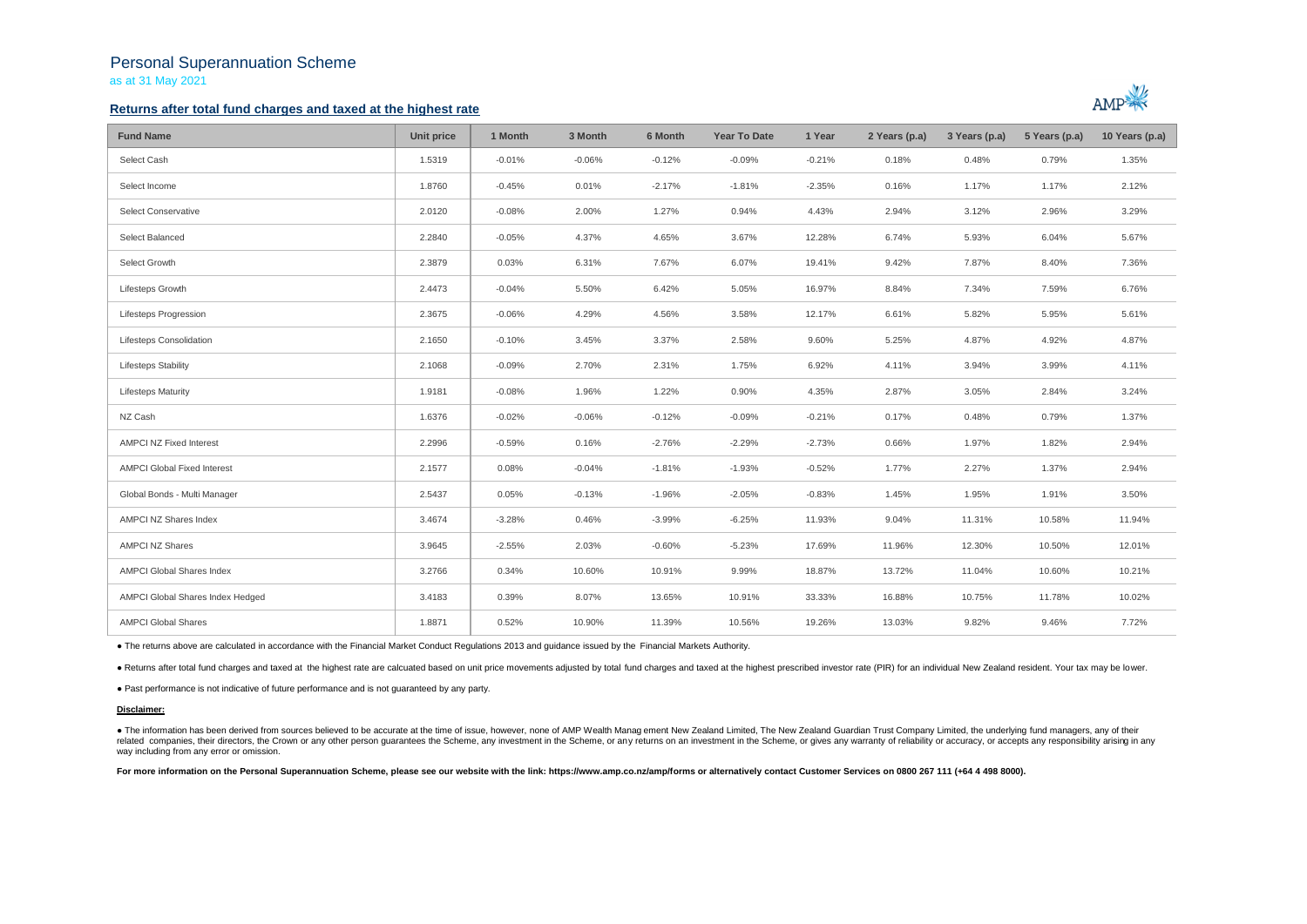# Personal Superannuation Scheme

as at 31 May 2021

## Returns after total fund charges and taxed at the highest rate

| Fund Name | Unit price | 1 Month | 3 Month | 6 Month | Year To Date | 1 Year | 2 Years (p.a) | 3 Years (p.a) | 5 Years (p.a) | 10 Years (p.a) |
|---|---|---|---|---|---|---|---|---|---|---|
| Select Cash | 1.5319 | -0.01% | -0.06% | -0.12% | -0.09% | -0.21% | 0.18% | 0.48% | 0.79% | 1.35% |
| Select Income | 1.8760 | -0.45% | 0.01% | -2.17% | -1.81% | -2.35% | 0.16% | 1.17% | 1.17% | 2.12% |
| Select Conservative | 2.0120 | -0.08% | 2.00% | 1.27% | 0.94% | 4.43% | 2.94% | 3.12% | 2.96% | 3.29% |
| Select Balanced | 2.2840 | -0.05% | 4.37% | 4.65% | 3.67% | 12.28% | 6.74% | 5.93% | 6.04% | 5.67% |
| Select Growth | 2.3879 | 0.03% | 6.31% | 7.67% | 6.07% | 19.41% | 9.42% | 7.87% | 8.40% | 7.36% |
| Lifesteps Growth | 2.4473 | -0.04% | 5.50% | 6.42% | 5.05% | 16.97% | 8.84% | 7.34% | 7.59% | 6.76% |
| Lifesteps Progression | 2.3675 | -0.06% | 4.29% | 4.56% | 3.58% | 12.17% | 6.61% | 5.82% | 5.95% | 5.61% |
| Lifesteps Consolidation | 2.1650 | -0.10% | 3.45% | 3.37% | 2.58% | 9.60% | 5.25% | 4.87% | 4.92% | 4.87% |
| Lifesteps Stability | 2.1068 | -0.09% | 2.70% | 2.31% | 1.75% | 6.92% | 4.11% | 3.94% | 3.99% | 4.11% |
| Lifesteps Maturity | 1.9181 | -0.08% | 1.96% | 1.22% | 0.90% | 4.35% | 2.87% | 3.05% | 2.84% | 3.24% |
| NZ Cash | 1.6376 | -0.02% | -0.06% | -0.12% | -0.09% | -0.21% | 0.17% | 0.48% | 0.79% | 1.37% |
| AMPCI NZ Fixed Interest | 2.2996 | -0.59% | 0.16% | -2.76% | -2.29% | -2.73% | 0.66% | 1.97% | 1.82% | 2.94% |
| AMPCI Global Fixed Interest | 2.1577 | 0.08% | -0.04% | -1.81% | -1.93% | -0.52% | 1.77% | 2.27% | 1.37% | 2.94% |
| Global Bonds - Multi Manager | 2.5437 | 0.05% | -0.13% | -1.96% | -2.05% | -0.83% | 1.45% | 1.95% | 1.91% | 3.50% |
| AMPCI NZ Shares Index | 3.4674 | -3.28% | 0.46% | -3.99% | -6.25% | 11.93% | 9.04% | 11.31% | 10.58% | 11.94% |
| AMPCI NZ Shares | 3.9645 | -2.55% | 2.03% | -0.60% | -5.23% | 17.69% | 11.96% | 12.30% | 10.50% | 12.01% |
| AMPCI Global Shares Index | 3.2766 | 0.34% | 10.60% | 10.91% | 9.99% | 18.87% | 13.72% | 11.04% | 10.60% | 10.21% |
| AMPCI Global Shares Index Hedged | 3.4183 | 0.39% | 8.07% | 13.65% | 10.91% | 33.33% | 16.88% | 10.75% | 11.78% | 10.02% |
| AMPCI Global Shares | 1.8871 | 0.52% | 10.90% | 11.39% | 10.56% | 19.26% | 13.03% | 9.82% | 9.46% | 7.72% |

● The returns above are calculated in accordance with the Financial Market Conduct Regulations 2013 and guidance issued by the Financial Markets Authority.

● Returns after total fund charges and taxed at the highest rate are calcuated based on unit price movements adjusted by total fund charges and taxed at the highest prescribed investor rate (PIR) for an individual New Zealand resident. Your tax may be lower.

● Past performance is not indicative of future performance and is not guaranteed by any party.

**Disclaimer:**

● The information has been derived from sources believed to be accurate at the time of issue, however, none of AMP Wealth Management New Zealand Limited, The New Zealand Guardian Trust Company Limited, the underlying fund managers, any of their related companies, their directors, the Crown or any other person guarantees the Scheme, any investment in the Scheme, or any returns on an investment in the Scheme, or gives any warranty of reliability or accuracy, or accepts any responsibility arising in any way including from any error or omission.

**For more information on the Personal Superannuation Scheme, please see our website with the link: https://www.amp.co.nz/amp/forms or alternatively contact Customer Services on 0800 267 111 (+64 4 498 8000).**